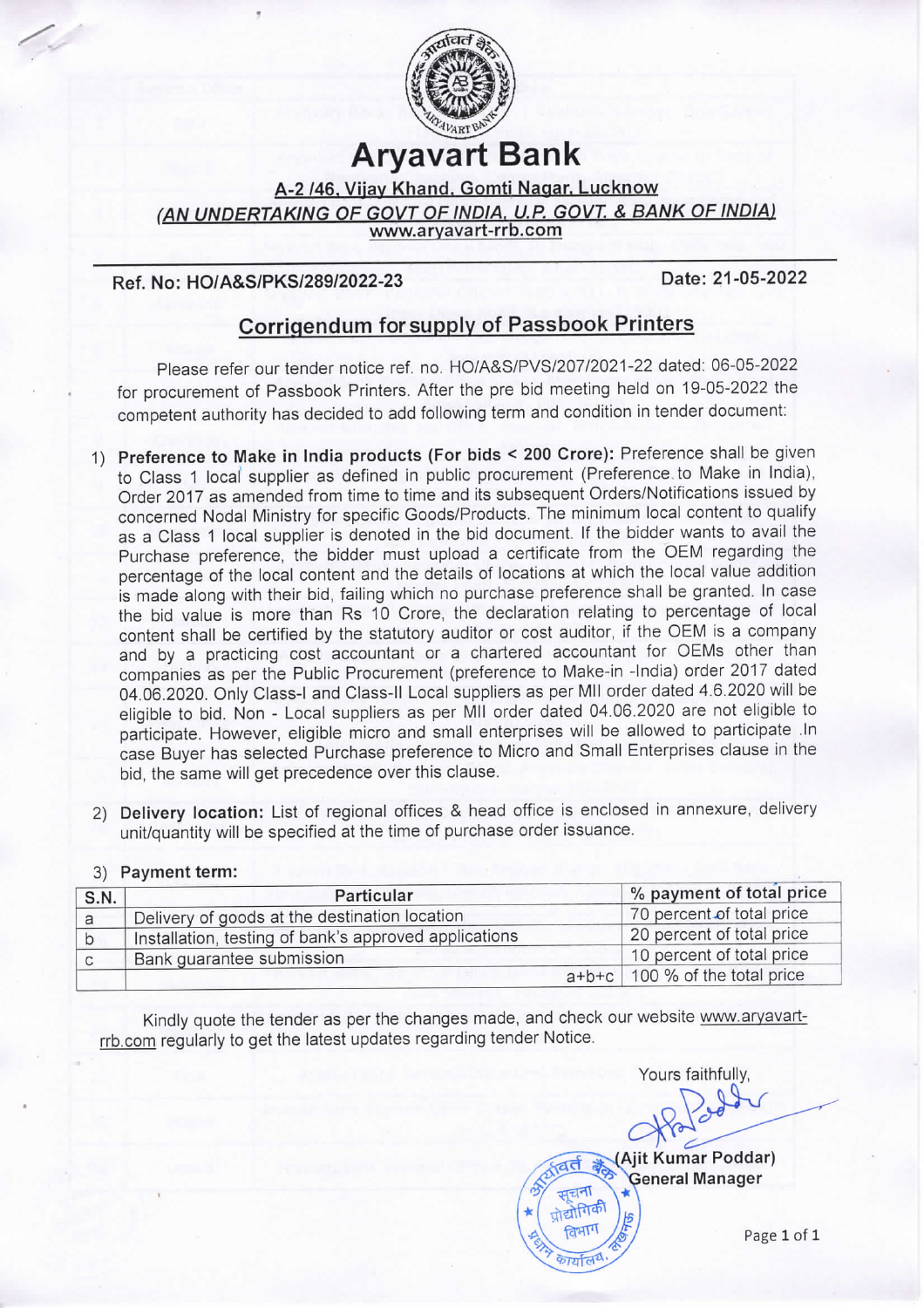# Aryavart Bank

**A-2 /46, Vijay Khand, Gomti Nagar, Lucknow**

***(AN UNDERTAKING OF GOVT OF INDIA, U.P. GOVT. & BANK OF INDIA)***

www.aryavart-rrb.com

**Ref. No: HO/A&S/PKS/289/2022-23** **Date: 21-05-2022**

## Corrigendum for supply of Passbook Printers

Please refer our tender notice ref. no. HO/A&S/PVS/207/2021-22 dated: 06-05-2022 for procurement of Passbook Printers. After the pre bid meeting held on 19-05-2022 the competent authority has decided to add following term and condition in tender document:

1) **Preference to Make in India products (For bids < 200 Crore):** Preference shall be given to Class 1 local supplier as defined in public procurement (Preference to Make in India), Order 2017 as amended from time to time and its subsequent Orders/Notifications issued by concerned Nodal Ministry for specific Goods/Products. The minimum local content to qualify as a Class 1 local supplier is denoted in the bid document. If the bidder wants to avail the Purchase preference, the bidder must upload a certificate from the OEM regarding the percentage of the local content and the details of locations at which the local value addition is made along with their bid, failing which no purchase preference shall be granted. In case the bid value is more than Rs 10 Crore, the declaration relating to percentage of local content shall be certified by the statutory auditor or cost auditor, if the OEM is a company and by a practicing cost accountant or a chartered accountant for OEMs other than companies as per the Public Procurement (preference to Make-in -India) order 2017 dated 04.06.2020. Only Class-I and Class-II Local suppliers as per MII order dated 4.6.2020 will be eligible to bid. Non - Local suppliers as per MII order dated 04.06.2020 are not eligible to participate. However, eligible micro and small enterprises will be allowed to participate .In case Buyer has selected Purchase preference to Micro and Small Enterprises clause in the bid, the same will get precedence over this clause.

2) **Delivery location:** List of regional offices & head office is enclosed in annexure, delivery unit/quantity will be specified at the time of purchase order issuance.

3) **Payment term:**

| S.N. | Particular | % payment of total price |
|---|---|---|
| a | Delivery of goods at the destination location | 70 percent of total price |
| b | Installation, testing of bank's approved applications | 20 percent of total price |
| c | Bank guarantee submission | 10 percent of total price |
| | a+b+c | 100 % of the total price |

Kindly quote the tender as per the changes made, and check our website www.aryavart-rrb.com regularly to get the latest updates regarding tender Notice.

Yours faithfully,

**(Ajit Kumar Poddar)**
**General Manager**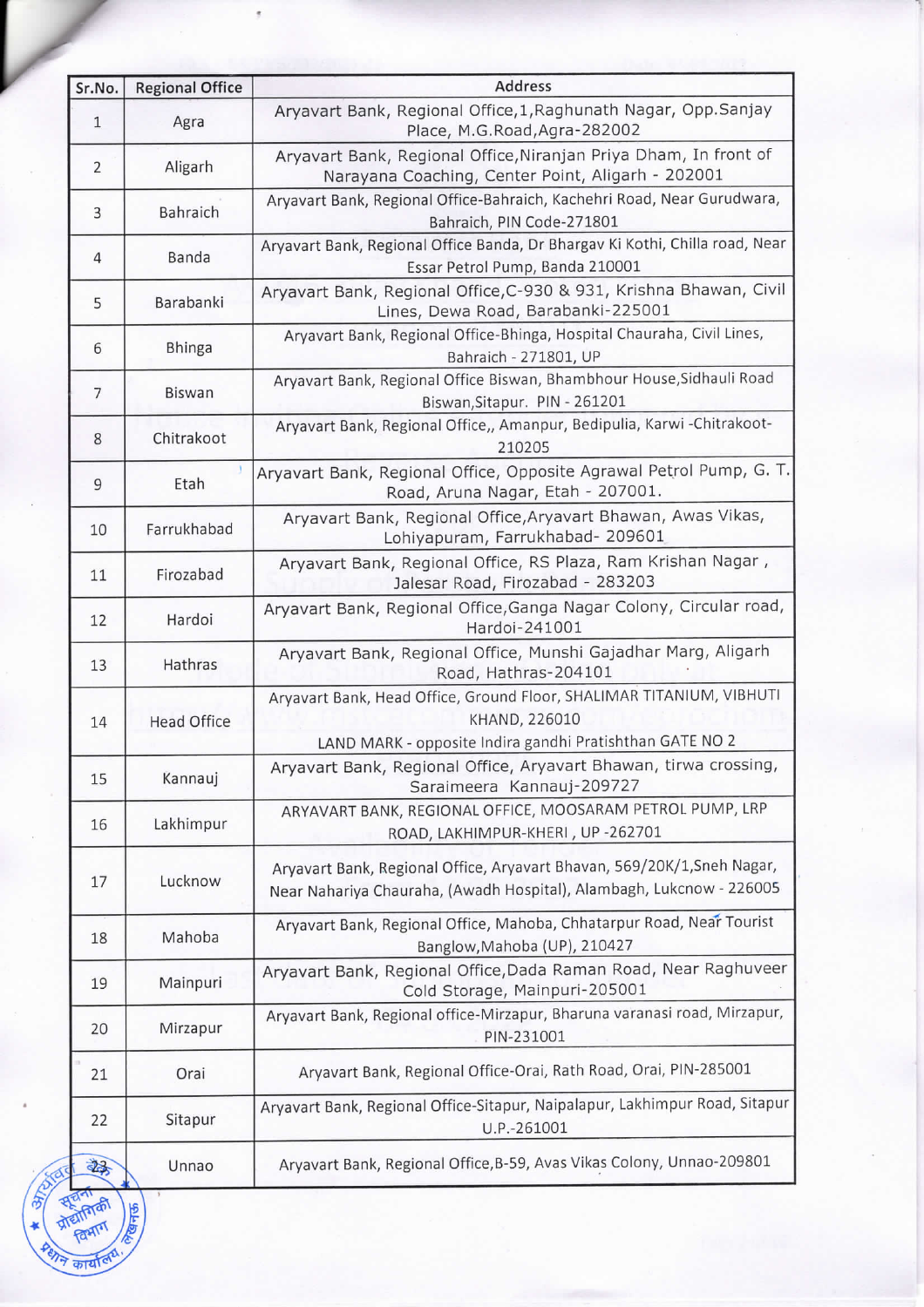| Sr.No. | Regional Office | Address |
|---|---|---|
| 1 | Agra | Aryavart Bank, Regional Office,1,Raghunath Nagar, Opp.Sanjay Place, M.G.Road,Agra-282002 |
| 2 | Aligarh | Aryavart Bank, Regional Office,Niranjan Priya Dham, In front of Narayana Coaching, Center Point, Aligarh - 202001 |
| 3 | Bahraich | Aryavart Bank, Regional Office-Bahraich, Kachehri Road, Near Gurudwara, Bahraich, PIN Code-271801 |
| 4 | Banda | Aryavart Bank, Regional Office Banda, Dr Bhargav Ki Kothi, Chilla road, Near Essar Petrol Pump, Banda 210001 |
| 5 | Barabanki | Aryavart Bank, Regional Office,C-930 & 931, Krishna Bhawan, Civil Lines, Dewa Road, Barabanki-225001 |
| 6 | Bhinga | Aryavart Bank, Regional Office-Bhinga, Hospital Chauraha, Civil Lines, Bahraich - 271801, UP |
| 7 | Biswan | Aryavart Bank, Regional Office Biswan, Bhambhour House,Sidhauli Road Biswan,Sitapur. PIN - 261201 |
| 8 | Chitrakoot | Aryavart Bank, Regional Office,, Amanpur, Bedipulia, Karwi -Chitrakoot-210205 |
| 9 | Etah | Aryavart Bank, Regional Office, Opposite Agrawal Petrol Pump, G. T. Road, Aruna Nagar, Etah - 207001. |
| 10 | Farrukhabad | Aryavart Bank, Regional Office,Aryavart Bhawan, Awas Vikas, Lohiyapuram, Farrukhabad- 209601 |
| 11 | Firozabad | Aryavart Bank, Regional Office, RS Plaza, Ram Krishan Nagar , Jalesar Road, Firozabad - 283203 |
| 12 | Hardoi | Aryavart Bank, Regional Office,Ganga Nagar Colony, Circular road, Hardoi-241001 |
| 13 | Hathras | Aryavart Bank, Regional Office, Munshi Gajadhar Marg, Aligarh Road, Hathras-204101 |
| 14 | Head Office | Aryavart Bank, Head Office, Ground Floor, SHALIMAR TITANIUM, VIBHUTI KHAND, 226010<br>LAND MARK - opposite Indira gandhi Pratishthan GATE NO 2 |
| 15 | Kannauj | Aryavart Bank, Regional Office, Aryavart Bhawan, tirwa crossing, Saraimeera Kannauj-209727 |
| 16 | Lakhimpur | ARYAVART BANK, REGIONAL OFFICE, MOOSARAM PETROL PUMP, LRP ROAD, LAKHIMPUR-KHERI , UP -262701 |
| 17 | Lucknow | Aryavart Bank, Regional Office, Aryavart Bhavan, 569/20K/1,Sneh Nagar, Near Nahariya Chauraha, (Awadh Hospital), Alambagh, Lukcnow - 226005 |
| 18 | Mahoba | Aryavart Bank, Regional Office, Mahoba, Chhatarpur Road, Near Tourist Banglow,Mahoba (UP), 210427 |
| 19 | Mainpuri | Aryavart Bank, Regional Office,Dada Raman Road, Near Raghuveer Cold Storage, Mainpuri-205001 |
| 20 | Mirzapur | Aryavart Bank, Regional office-Mirzapur, Bharuna varanasi road, Mirzapur, PIN-231001 |
| 21 | Orai | Aryavart Bank, Regional Office-Orai, Rath Road, Orai, PIN-285001 |
| 22 | Sitapur | Aryavart Bank, Regional Office-Sitapur, Naipalapur, Lakhimpur Road, Sitapur U.P.-261001 |
| 23 | Unnao | Aryavart Bank, Regional Office,B-59, Avas Vikas Colony, Unnao-209801 |

आर्यावर्त सूचना प्रौद्योगिकी विभाग प्रधान कार्यालय, लखनऊ